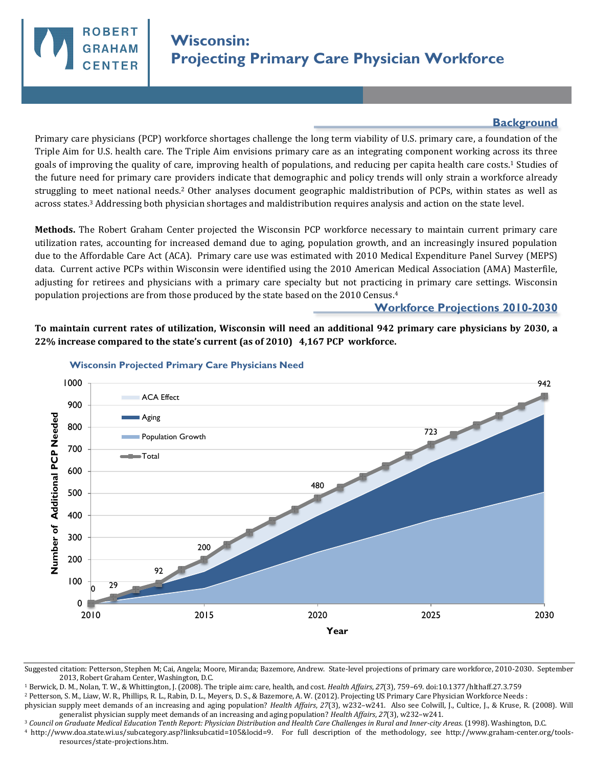# Wisconsin: Projecting Primary Care Physician Workforce

## Background

Primary care physicians (PCP) workforce shortages challenge the long term viability of U.S. primary care, a foundation of the Triple Aim for U.S. health care. The Triple Aim envisions primary care as an integrating component working across its three goals of improving the quality of care, improving health of populations, and reducing per capita health care costs.[1] Studies of the future need for primary care providers indicate that demographic and policy trends will only strain a workforce already struggling to meet national needs.[2] Other analyses document geographic maldistribution of PCPs, within states as well as across states.[3] Addressing both physician shortages and maldistribution requires analysis and action on the state level.

**Methods.** The Robert Graham Center projected the Wisconsin PCP workforce necessary to maintain current primary care utilization rates, accounting for increased demand due to aging, population growth, and an increasingly insured population due to the Affordable Care Act (ACA). Primary care use was estimated with 2010 Medical Expenditure Panel Survey (MEPS) data. Current active PCPs within Wisconsin were identified using the 2010 American Medical Association (AMA) Masterfile, adjusting for retirees and physicians with a primary care specialty but not practicing in primary care settings. Wisconsin population projections are from those produced by the state based on the 2010 Census.[4]

## Workforce Projections 2010-2030

**To maintain current rates of utilization, Wisconsin will need an additional 942 primary care physicians by 2030, a 22% increase compared to the state's current (as of 2010) 4,167 PCP workforce.**

### Wisconsin Projected Primary Care Physicians Need

Chart: Number of Additional PCP Needed by Year (2010–2030), stacked areas for ACA Effect, Aging, and Population Growth, with Total line. Labeled totals:

| Year | Total |
|---|---|
| 2010 | 0 |
| 2011 | 29 |
| 2013 | 92 |
| 2015 | 200 |
| 2020 | 480 |
| 2025 | 723 |
| 2030 | 942 |

---

Suggested citation: Petterson, Stephen M; Cai, Angela; Moore, Miranda; Bazemore, Andrew. State-level projections of primary care workforce, 2010-2030. September 2013, Robert Graham Center, Washington, D.C.

[1] Berwick, D. M., Nolan, T. W., & Whittington, J. (2008). The triple aim: care, health, and cost. *Health Affairs*, *27*(3), 759–69. doi:10.1377/hlthaff.27.3.759

[2] Petterson, S. M., Liaw, W. R., Phillips, R. L., Rabin, D. L., Meyers, D. S., & Bazemore, A. W. (2012). Projecting US Primary Care Physician Workforce Needs : physician supply meet demands of an increasing and aging population? *Health Affairs*, *27*(3), w232–w241. Also see Colwill, J., Cultice, J., & Kruse, R. (2008). Will generalist physician supply meet demands of an increasing and aging population? *Health Affairs*, *27*(3), w232–w241.

[3] *Council on Graduate Medical Education Tenth Report: Physician Distribution and Health Care Challenges in Rural and Inner-city Areas.* (1998). Washington, D.C.

[4] http://www.doa.state.wi.us/subcategory.asp?linksubcatid=105&locid=9. For full description of the methodology, see http://www.graham-center.org/tools-resources/state-projections.htm.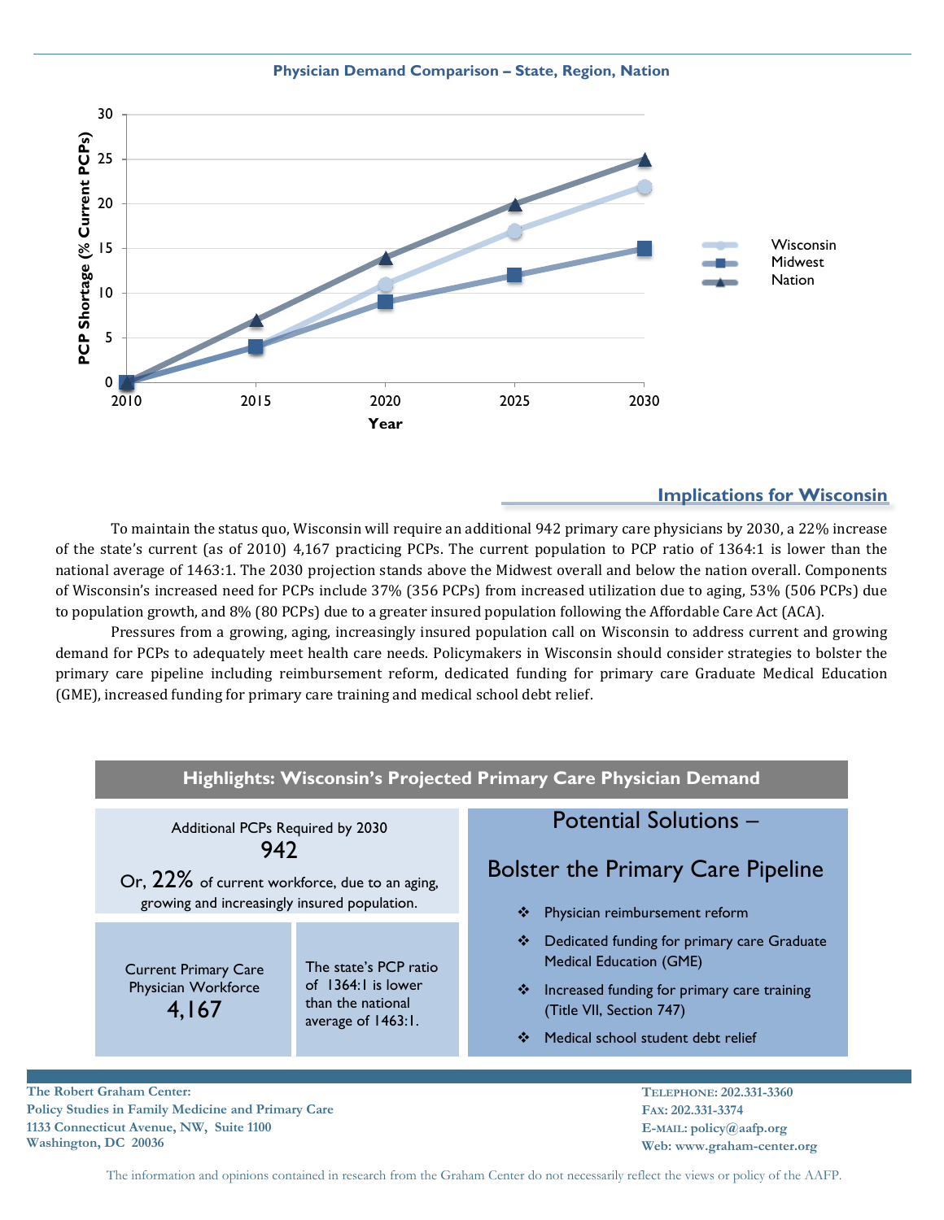**Physician Demand Comparison – State, Region, Nation**

30
25
20
15
10
5
0
PCP Shortage (% Current PCPs)
2010
2015
2020
2025
2030
Year
Wisconsin
Midwest
Nation

## Implications for Wisconsin

To maintain the status quo, Wisconsin will require an additional 942 primary care physicians by 2030, a 22% increase of the state's current (as of 2010) 4,167 practicing PCPs. The current population to PCP ratio of 1364:1 is lower than the national average of 1463:1. The 2030 projection stands above the Midwest overall and below the nation overall. Components of Wisconsin's increased need for PCPs include 37% (356 PCPs) from increased utilization due to aging, 53% (506 PCPs) due to population growth, and 8% (80 PCPs) due to a greater insured population following the Affordable Care Act (ACA).

Pressures from a growing, aging, increasingly insured population call on Wisconsin to address current and growing demand for PCPs to adequately meet health care needs. Policymakers in Wisconsin should consider strategies to bolster the primary care pipeline including reimbursement reform, dedicated funding for primary care Graduate Medical Education (GME), increased funding for primary care training and medical school debt relief.

## Highlights: Wisconsin's Projected Primary Care Physician Demand

Additional PCPs Required by 2030
**942**
Or, 22% of current workforce, due to an aging, growing and increasingly insured population.

Current Primary Care Physician Workforce
**4,167**

The state's PCP ratio of 1364:1 is lower than the national average of 1463:1.

### Potential Solutions – Bolster the Primary Care Pipeline

- Physician reimbursement reform
- Dedicated funding for primary care Graduate Medical Education (GME)
- Increased funding for primary care training (Title VII, Section 747)
- Medical school student debt relief

**The Robert Graham Center:**
**Policy Studies in Family Medicine and Primary Care**
**1133 Connecticut Avenue, NW, Suite 1100**
**Washington, DC 20036**

**Telephone: 202.331-3360**
**Fax: 202.331-3374**
**E-mail: policy@aafp.org**
**Web: www.graham-center.org**

The information and opinions contained in research from the Graham Center do not necessarily reflect the views or policy of the AAFP.